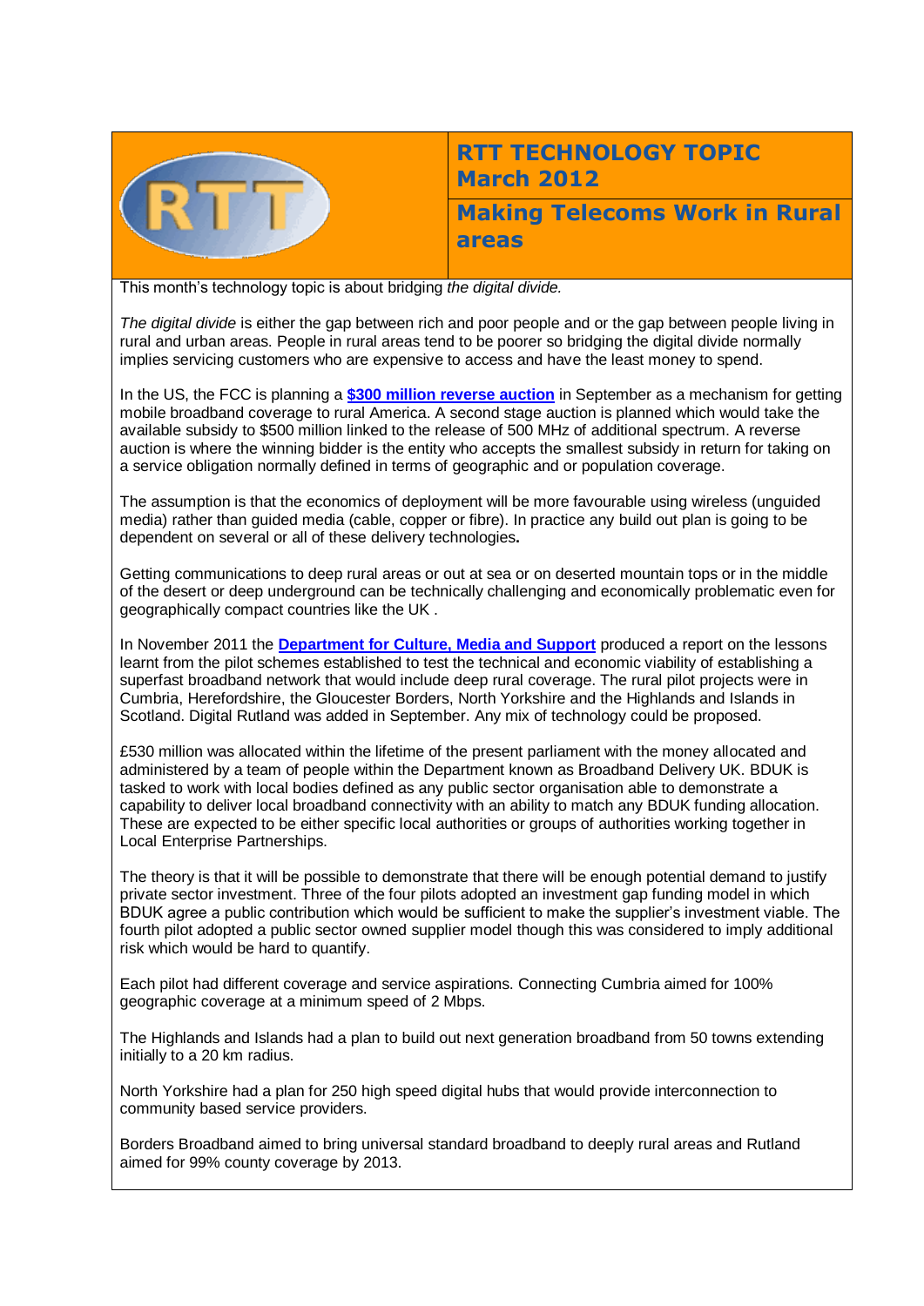# RTT TECHNOLOGY TOPIC March 2012

## Making Telecoms Work in Rural areas

This month's technology topic is about bridging *the digital divide.*

*The digital divide* is either the gap between rich and poor people and or the gap between people living in rural and urban areas. People in rural areas tend to be poorer so bridging the digital divide normally implies servicing customers who are expensive to access and have the least money to spend.

In the US, the FCC is planning a **[$300 million reverse auction]** in September as a mechanism for getting mobile broadband coverage to rural America. A second stage auction is planned which would take the available subsidy to $500 million linked to the release of 500 MHz of additional spectrum. A reverse auction is where the winning bidder is the entity who accepts the smallest subsidy in return for taking on a service obligation normally defined in terms of geographic and or population coverage.

The assumption is that the economics of deployment will be more favourable using wireless (unguided media) rather than guided media (cable, copper or fibre). In practice any build out plan is going to be dependent on several or all of these delivery technologies**.**

Getting communications to deep rural areas or out at sea or on deserted mountain tops or in the middle of the desert or deep underground can be technically challenging and economically problematic even for geographically compact countries like the UK .

In November 2011 the **[Department for Culture, Media and Support]** produced a report on the lessons learnt from the pilot schemes established to test the technical and economic viability of establishing a superfast broadband network that would include deep rural coverage. The rural pilot projects were in Cumbria, Herefordshire, the Gloucester Borders, North Yorkshire and the Highlands and Islands in Scotland. Digital Rutland was added in September. Any mix of technology could be proposed.

£530 million was allocated within the lifetime of the present parliament with the money allocated and administered by a team of people within the Department known as Broadband Delivery UK. BDUK is tasked to work with local bodies defined as any public sector organisation able to demonstrate a capability to deliver local broadband connectivity with an ability to match any BDUK funding allocation. These are expected to be either specific local authorities or groups of authorities working together in Local Enterprise Partnerships.

The theory is that it will be possible to demonstrate that there will be enough potential demand to justify private sector investment. Three of the four pilots adopted an investment gap funding model in which BDUK agree a public contribution which would be sufficient to make the supplier's investment viable. The fourth pilot adopted a public sector owned supplier model though this was considered to imply additional risk which would be hard to quantify.

Each pilot had different coverage and service aspirations. Connecting Cumbria aimed for 100% geographic coverage at a minimum speed of 2 Mbps.

The Highlands and Islands had a plan to build out next generation broadband from 50 towns extending initially to a 20 km radius.

North Yorkshire had a plan for 250 high speed digital hubs that would provide interconnection to community based service providers.

Borders Broadband aimed to bring universal standard broadband to deeply rural areas and Rutland aimed for 99% county coverage by 2013.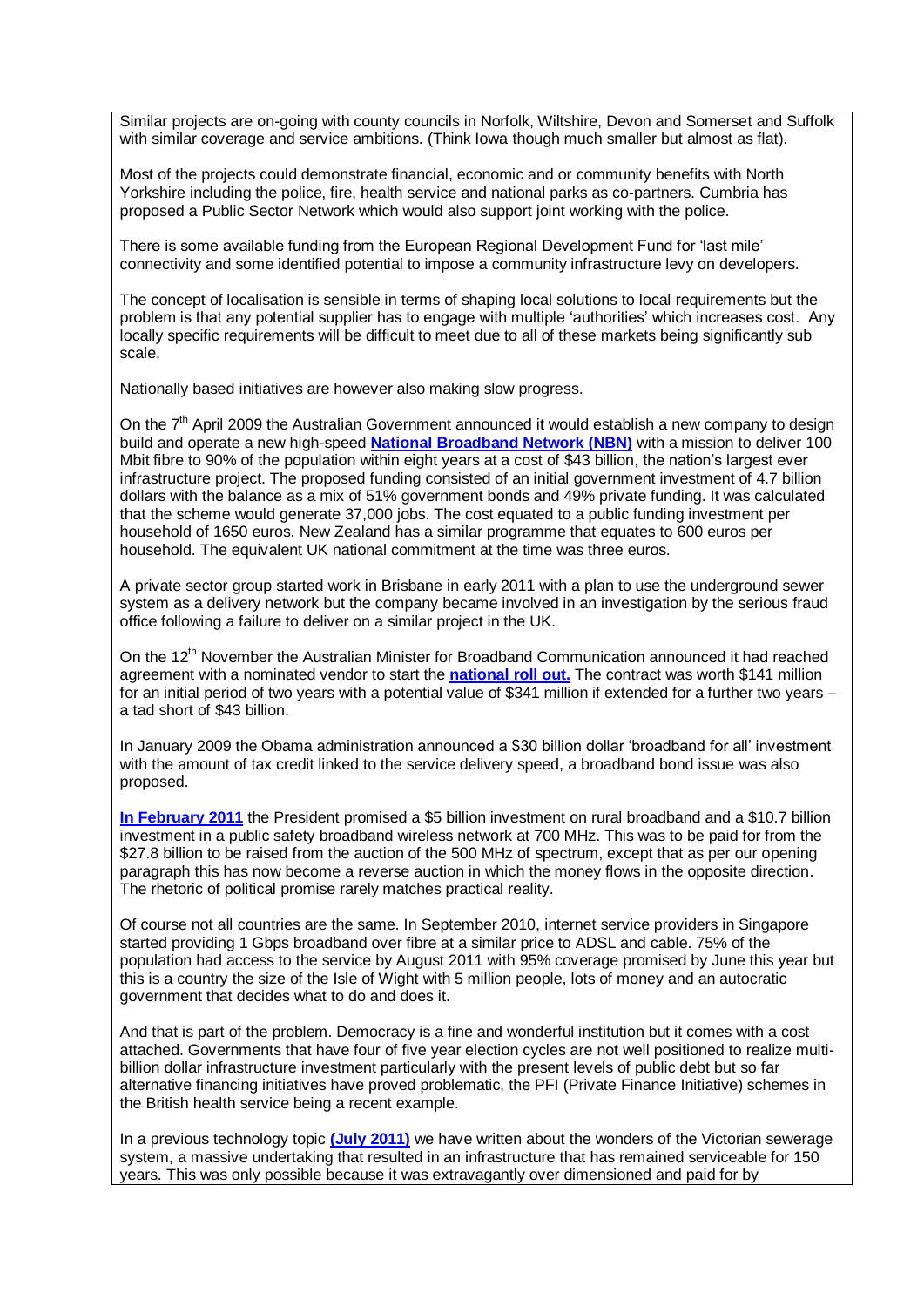Similar projects are on-going with county councils in Norfolk, Wiltshire, Devon and Somerset and Suffolk with similar coverage and service ambitions. (Think Iowa though much smaller but almost as flat).

Most of the projects could demonstrate financial, economic and or community benefits with North Yorkshire including the police, fire, health service and national parks as co-partners. Cumbria has proposed a Public Sector Network which would also support joint working with the police.

There is some available funding from the European Regional Development Fund for 'last mile' connectivity and some identified potential to impose a community infrastructure levy on developers.

The concept of localisation is sensible in terms of shaping local solutions to local requirements but the problem is that any potential supplier has to engage with multiple 'authorities' which increases cost. Any locally specific requirements will be difficult to meet due to all of these markets being significantly sub scale.

Nationally based initiatives are however also making slow progress.

On the 7th April 2009 the Australian Government announced it would establish a new company to design build and operate a new high-speed **National Broadband Network (NBN)** with a mission to deliver 100 Mbit fibre to 90% of the population within eight years at a cost of $43 billion, the nation's largest ever infrastructure project. The proposed funding consisted of an initial government investment of 4.7 billion dollars with the balance as a mix of 51% government bonds and 49% private funding. It was calculated that the scheme would generate 37,000 jobs. The cost equated to a public funding investment per household of 1650 euros. New Zealand has a similar programme that equates to 600 euros per household. The equivalent UK national commitment at the time was three euros.

A private sector group started work in Brisbane in early 2011 with a plan to use the underground sewer system as a delivery network but the company became involved in an investigation by the serious fraud office following a failure to deliver on a similar project in the UK.

On the 12th November the Australian Minister for Broadband Communication announced it had reached agreement with a nominated vendor to start the **national roll out.** The contract was worth $141 million for an initial period of two years with a potential value of $341 million if extended for a further two years – a tad short of $43 billion.

In January 2009 the Obama administration announced a $30 billion dollar 'broadband for all' investment with the amount of tax credit linked to the service delivery speed, a broadband bond issue was also proposed.

**In February 2011** the President promised a $5 billion investment on rural broadband and a $10.7 billion investment in a public safety broadband wireless network at 700 MHz. This was to be paid for from the $27.8 billion to be raised from the auction of the 500 MHz of spectrum, except that as per our opening paragraph this has now become a reverse auction in which the money flows in the opposite direction. The rhetoric of political promise rarely matches practical reality.

Of course not all countries are the same. In September 2010, internet service providers in Singapore started providing 1 Gbps broadband over fibre at a similar price to ADSL and cable. 75% of the population had access to the service by August 2011 with 95% coverage promised by June this year but this is a country the size of the Isle of Wight with 5 million people, lots of money and an autocratic government that decides what to do and does it.

And that is part of the problem. Democracy is a fine and wonderful institution but it comes with a cost attached. Governments that have four of five year election cycles are not well positioned to realize multi-billion dollar infrastructure investment particularly with the present levels of public debt but so far alternative financing initiatives have proved problematic, the PFI (Private Finance Initiative) schemes in the British health service being a recent example.

In a previous technology topic **(July 2011)** we have written about the wonders of the Victorian sewerage system, a massive undertaking that resulted in an infrastructure that has remained serviceable for 150 years. This was only possible because it was extravagantly over dimensioned and paid for by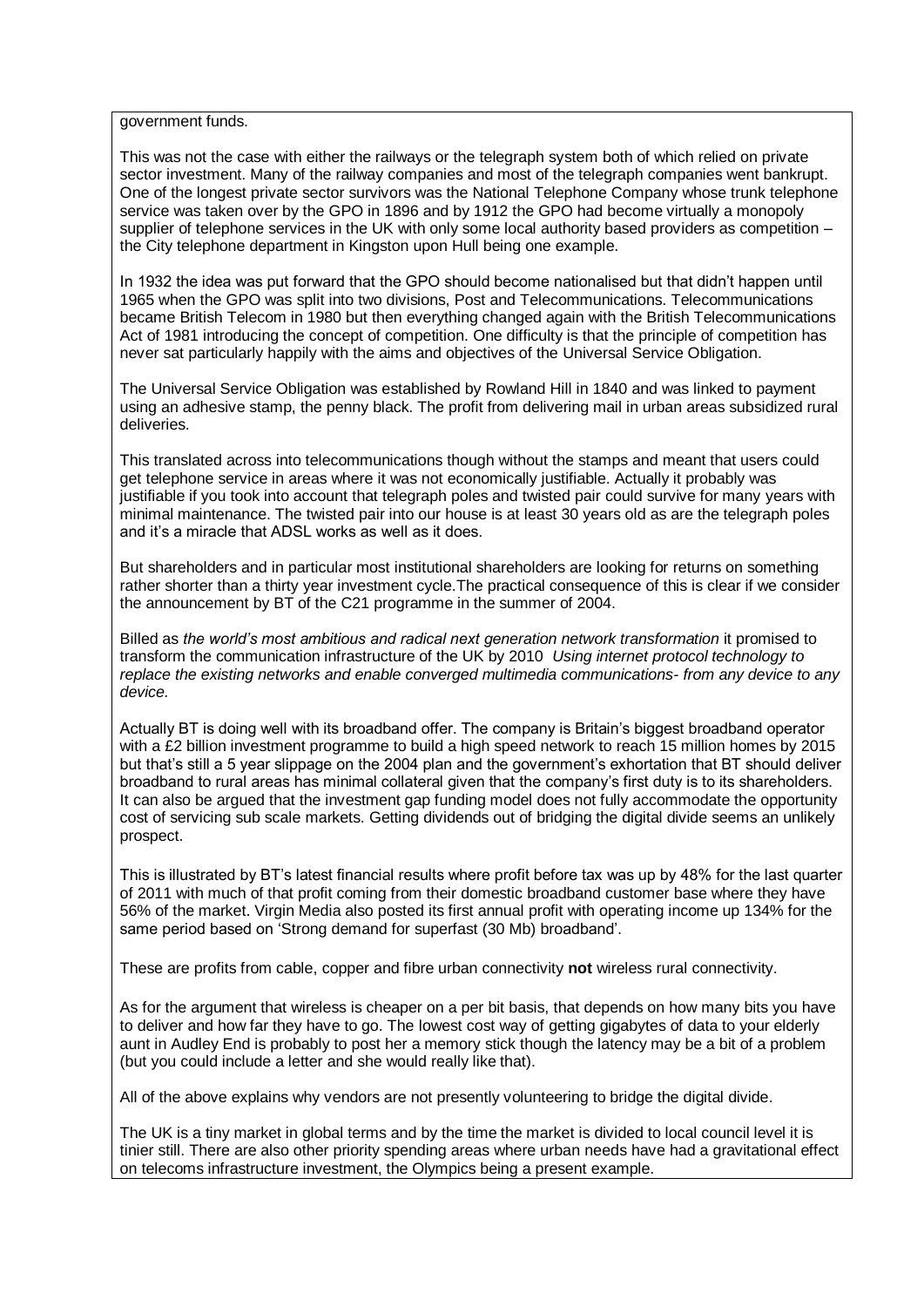government funds.

This was not the case with either the railways or the telegraph system both of which relied on private sector investment. Many of the railway companies and most of the telegraph companies went bankrupt. One of the longest private sector survivors was the National Telephone Company whose trunk telephone service was taken over by the GPO in 1896 and by 1912 the GPO had become virtually a monopoly supplier of telephone services in the UK with only some local authority based providers as competition – the City telephone department in Kingston upon Hull being one example.

In 1932 the idea was put forward that the GPO should become nationalised but that didn't happen until 1965 when the GPO was split into two divisions, Post and Telecommunications. Telecommunications became British Telecom in 1980 but then everything changed again with the British Telecommunications Act of 1981 introducing the concept of competition. One difficulty is that the principle of competition has never sat particularly happily with the aims and objectives of the Universal Service Obligation.

The Universal Service Obligation was established by Rowland Hill in 1840 and was linked to payment using an adhesive stamp, the penny black. The profit from delivering mail in urban areas subsidized rural deliveries.

This translated across into telecommunications though without the stamps and meant that users could get telephone service in areas where it was not economically justifiable. Actually it probably was justifiable if you took into account that telegraph poles and twisted pair could survive for many years with minimal maintenance. The twisted pair into our house is at least 30 years old as are the telegraph poles and it's a miracle that ADSL works as well as it does.

But shareholders and in particular most institutional shareholders are looking for returns on something rather shorter than a thirty year investment cycle.The practical consequence of this is clear if we consider the announcement by BT of the C21 programme in the summer of 2004.

Billed as *the world's most ambitious and radical next generation network transformation* it promised to transform the communication infrastructure of the UK by 2010 *Using internet protocol technology to replace the existing networks and enable converged multimedia communications- from any device to any device.*

Actually BT is doing well with its broadband offer. The company is Britain's biggest broadband operator with a £2 billion investment programme to build a high speed network to reach 15 million homes by 2015 but that's still a 5 year slippage on the 2004 plan and the government's exhortation that BT should deliver broadband to rural areas has minimal collateral given that the company's first duty is to its shareholders. It can also be argued that the investment gap funding model does not fully accommodate the opportunity cost of servicing sub scale markets. Getting dividends out of bridging the digital divide seems an unlikely prospect.

This is illustrated by BT's latest financial results where profit before tax was up by 48% for the last quarter of 2011 with much of that profit coming from their domestic broadband customer base where they have 56% of the market. Virgin Media also posted its first annual profit with operating income up 134% for the same period based on 'Strong demand for superfast (30 Mb) broadband'.

These are profits from cable, copper and fibre urban connectivity **not** wireless rural connectivity.

As for the argument that wireless is cheaper on a per bit basis, that depends on how many bits you have to deliver and how far they have to go. The lowest cost way of getting gigabytes of data to your elderly aunt in Audley End is probably to post her a memory stick though the latency may be a bit of a problem (but you could include a letter and she would really like that).

All of the above explains why vendors are not presently volunteering to bridge the digital divide.

The UK is a tiny market in global terms and by the time the market is divided to local council level it is tinier still. There are also other priority spending areas where urban needs have had a gravitational effect on telecoms infrastructure investment, the Olympics being a present example.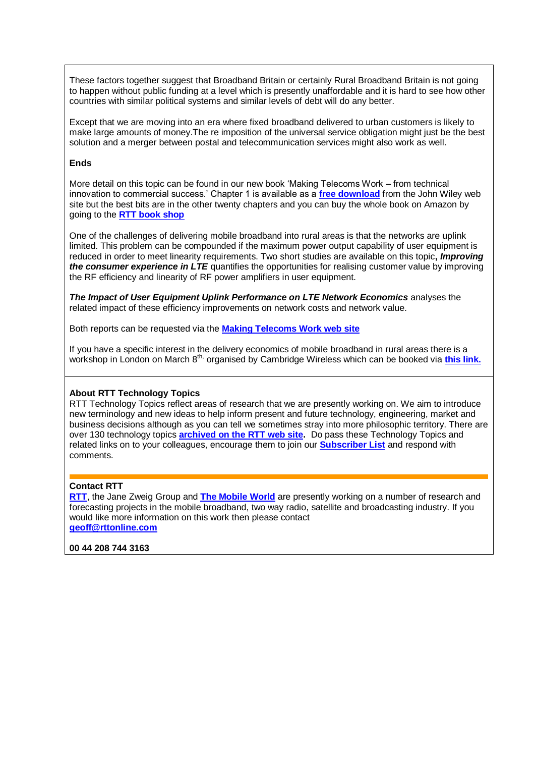These factors together suggest that Broadband Britain or certainly Rural Broadband Britain is not going to happen without public funding at a level which is presently unaffordable and it is hard to see how other countries with similar political systems and similar levels of debt will do any better.

Except that we are moving into an era where fixed broadband delivered to urban customers is likely to make large amounts of money.The re imposition of the universal service obligation might just be the best solution and a merger between postal and telecommunication services might also work as well.

**Ends**

More detail on this topic can be found in our new book 'Making Telecoms Work – from technical innovation to commercial success.' Chapter 1 is available as a **free download** from the John Wiley web site but the best bits are in the other twenty chapters and you can buy the whole book on Amazon by going to the **RTT book shop**

One of the challenges of delivering mobile broadband into rural areas is that the networks are uplink limited. This problem can be compounded if the maximum power output capability of user equipment is reduced in order to meet linearity requirements. Two short studies are available on this topic**, *Improving the consumer experience in LTE*** quantifies the opportunities for realising customer value by improving the RF efficiency and linearity of RF power amplifiers in user equipment.

***The Impact of User Equipment Uplink Performance on LTE Network Economics*** analyses the related impact of these efficiency improvements on network costs and network value.

Both reports can be requested via the **Making Telecoms Work web site**

If you have a specific interest in the delivery economics of mobile broadband in rural areas there is a workshop in London on March 8th, organised by Cambridge Wireless which can be booked via **this link.**

**About RTT Technology Topics**

RTT Technology Topics reflect areas of research that we are presently working on. We aim to introduce new terminology and new ideas to help inform present and future technology, engineering, market and business decisions although as you can tell we sometimes stray into more philosophic territory. There are over 130 technology topics **archived on the RTT web site.** Do pass these Technology Topics and related links on to your colleagues, encourage them to join our **Subscriber List** and respond with comments.

**Contact RTT**

**RTT**, the Jane Zweig Group and **The Mobile World** are presently working on a number of research and forecasting projects in the mobile broadband, two way radio, satellite and broadcasting industry. If you would like more information on this work then please contact
**geoff@rttonline.com**

**00 44 208 744 3163**